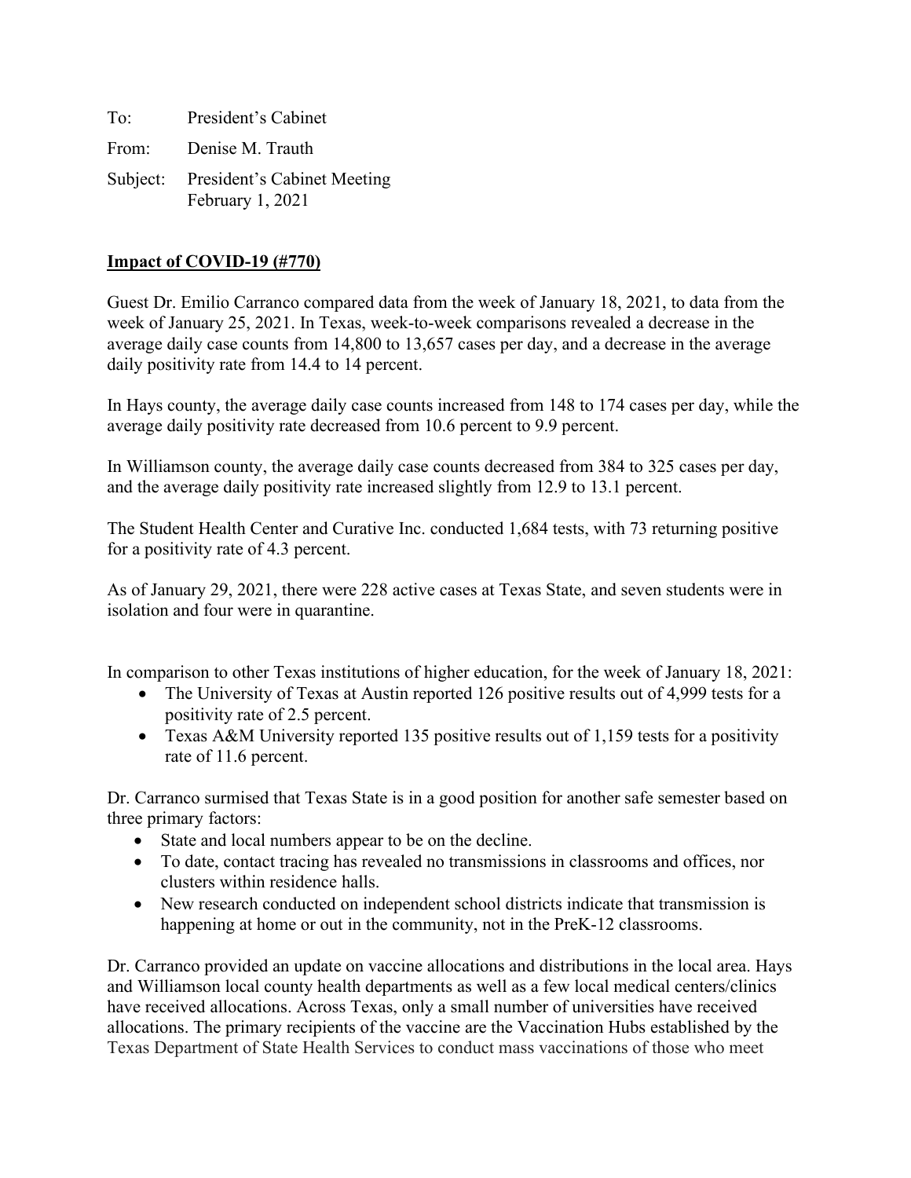To: President's Cabinet

From: Denise M. Trauth

Subject: President's Cabinet Meeting
February 1, 2021

**Impact of COVID-19 (#770)**

Guest Dr. Emilio Carranco compared data from the week of January 18, 2021, to data from the week of January 25, 2021. In Texas, week-to-week comparisons revealed a decrease in the average daily case counts from 14,800 to 13,657 cases per day, and a decrease in the average daily positivity rate from 14.4 to 14 percent.

In Hays county, the average daily case counts increased from 148 to 174 cases per day, while the average daily positivity rate decreased from 10.6 percent to 9.9 percent.

In Williamson county, the average daily case counts decreased from 384 to 325 cases per day, and the average daily positivity rate increased slightly from 12.9 to 13.1 percent.

The Student Health Center and Curative Inc. conducted 1,684 tests, with 73 returning positive for a positivity rate of 4.3 percent.

As of January 29, 2021, there were 228 active cases at Texas State, and seven students were in isolation and four were in quarantine.

In comparison to other Texas institutions of higher education, for the week of January 18, 2021:

- The University of Texas at Austin reported 126 positive results out of 4,999 tests for a positivity rate of 2.5 percent.
- Texas A&M University reported 135 positive results out of 1,159 tests for a positivity rate of 11.6 percent.

Dr. Carranco surmised that Texas State is in a good position for another safe semester based on three primary factors:

- State and local numbers appear to be on the decline.
- To date, contact tracing has revealed no transmissions in classrooms and offices, nor clusters within residence halls.
- New research conducted on independent school districts indicate that transmission is happening at home or out in the community, not in the PreK-12 classrooms.

Dr. Carranco provided an update on vaccine allocations and distributions in the local area. Hays and Williamson local county health departments as well as a few local medical centers/clinics have received allocations. Across Texas, only a small number of universities have received allocations. The primary recipients of the vaccine are the Vaccination Hubs established by the Texas Department of State Health Services to conduct mass vaccinations of those who meet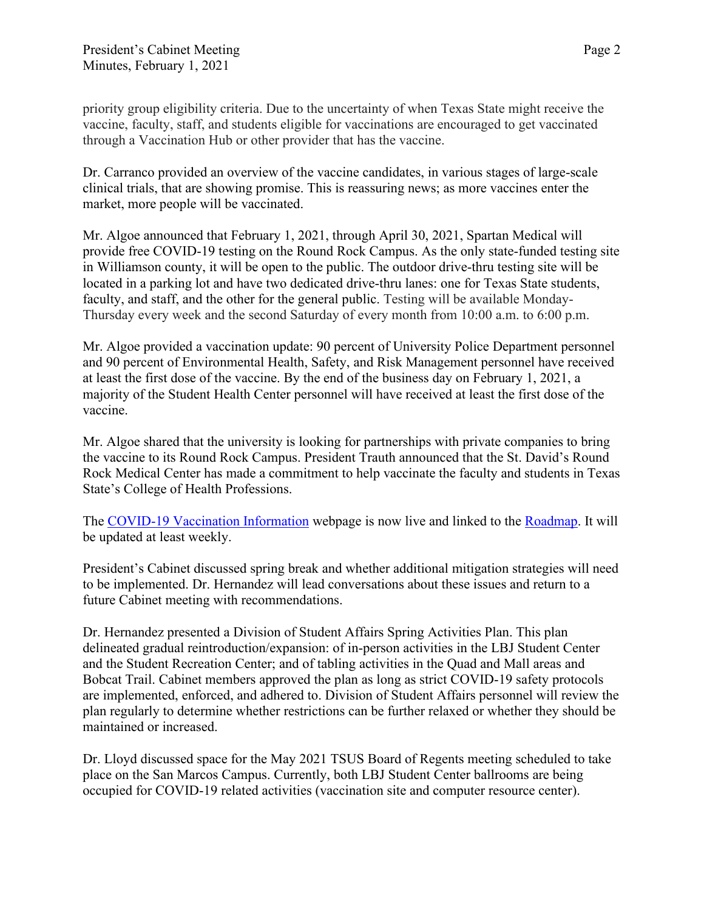priority group eligibility criteria. Due to the uncertainty of when Texas State might receive the vaccine, faculty, staff, and students eligible for vaccinations are encouraged to get vaccinated through a Vaccination Hub or other provider that has the vaccine.

Dr. Carranco provided an overview of the vaccine candidates, in various stages of large-scale clinical trials, that are showing promise. This is reassuring news; as more vaccines enter the market, more people will be vaccinated.

Mr. Algoe announced that February 1, 2021, through April 30, 2021, Spartan Medical will provide free COVID-19 testing on the Round Rock Campus. As the only state-funded testing site in Williamson county, it will be open to the public. The outdoor drive-thru testing site will be located in a parking lot and have two dedicated drive-thru lanes: one for Texas State students, faculty, and staff, and the other for the general public. Testing will be available Monday-Thursday every week and the second Saturday of every month from 10:00 a.m. to 6:00 p.m.

Mr. Algoe provided a vaccination update: 90 percent of University Police Department personnel and 90 percent of Environmental Health, Safety, and Risk Management personnel have received at least the first dose of the vaccine. By the end of the business day on February 1, 2021, a majority of the Student Health Center personnel will have received at least the first dose of the vaccine.

Mr. Algoe shared that the university is looking for partnerships with private companies to bring the vaccine to its Round Rock Campus. President Trauth announced that the St. David's Round Rock Medical Center has made a commitment to help vaccinate the faculty and students in Texas State's College of Health Professions.

The COVID-19 Vaccination Information webpage is now live and linked to the Roadmap. It will be updated at least weekly.

President's Cabinet discussed spring break and whether additional mitigation strategies will need to be implemented. Dr. Hernandez will lead conversations about these issues and return to a future Cabinet meeting with recommendations.

Dr. Hernandez presented a Division of Student Affairs Spring Activities Plan. This plan delineated gradual reintroduction/expansion: of in-person activities in the LBJ Student Center and the Student Recreation Center; and of tabling activities in the Quad and Mall areas and Bobcat Trail. Cabinet members approved the plan as long as strict COVID-19 safety protocols are implemented, enforced, and adhered to. Division of Student Affairs personnel will review the plan regularly to determine whether restrictions can be further relaxed or whether they should be maintained or increased.

Dr. Lloyd discussed space for the May 2021 TSUS Board of Regents meeting scheduled to take place on the San Marcos Campus. Currently, both LBJ Student Center ballrooms are being occupied for COVID-19 related activities (vaccination site and computer resource center).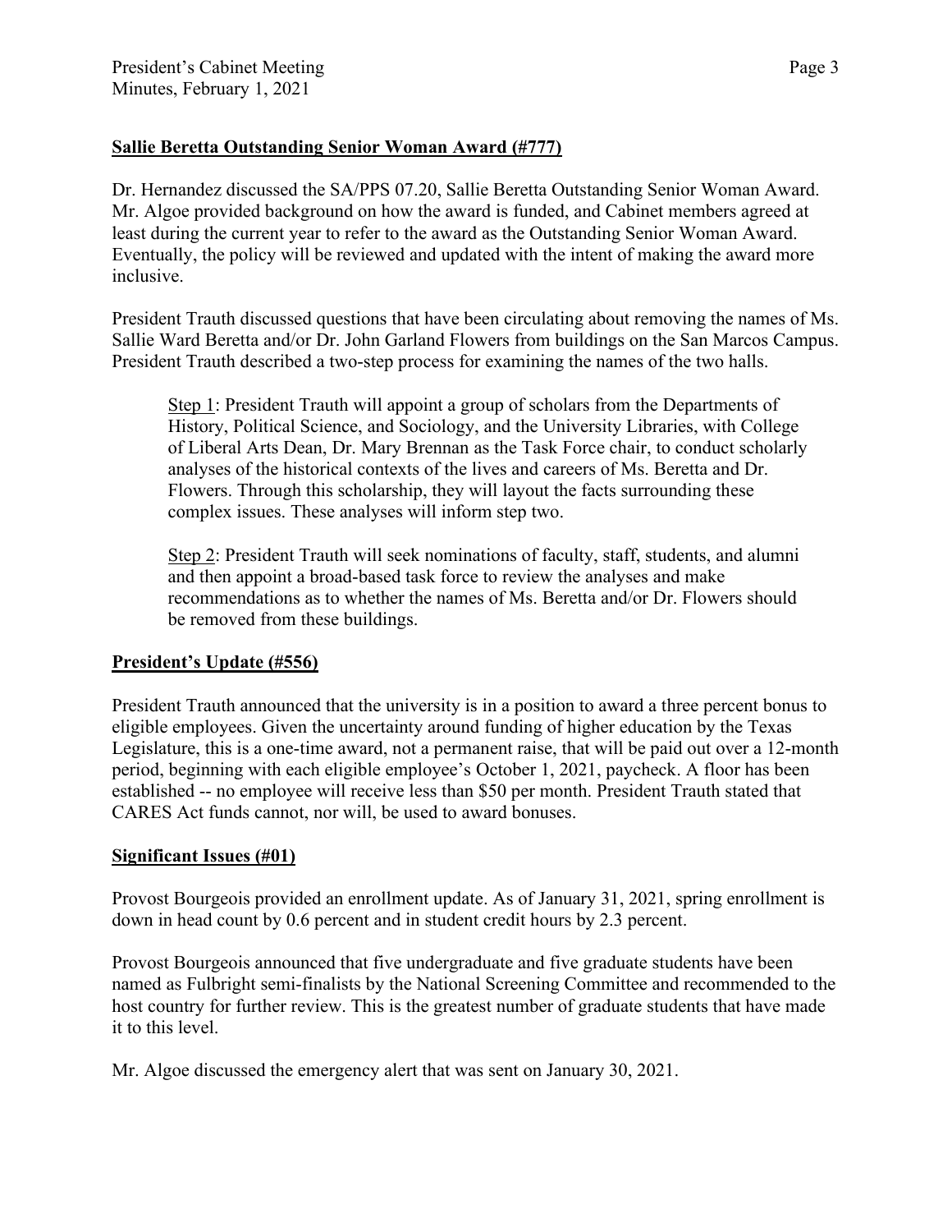**Sallie Beretta Outstanding Senior Woman Award (#777)**

Dr. Hernandez discussed the SA/PPS 07.20, Sallie Beretta Outstanding Senior Woman Award. Mr. Algoe provided background on how the award is funded, and Cabinet members agreed at least during the current year to refer to the award as the Outstanding Senior Woman Award. Eventually, the policy will be reviewed and updated with the intent of making the award more inclusive.

President Trauth discussed questions that have been circulating about removing the names of Ms. Sallie Ward Beretta and/or Dr. John Garland Flowers from buildings on the San Marcos Campus. President Trauth described a two-step process for examining the names of the two halls.

> Step 1: President Trauth will appoint a group of scholars from the Departments of History, Political Science, and Sociology, and the University Libraries, with College of Liberal Arts Dean, Dr. Mary Brennan as the Task Force chair, to conduct scholarly analyses of the historical contexts of the lives and careers of Ms. Beretta and Dr. Flowers. Through this scholarship, they will layout the facts surrounding these complex issues. These analyses will inform step two.
>
> Step 2: President Trauth will seek nominations of faculty, staff, students, and alumni and then appoint a broad-based task force to review the analyses and make recommendations as to whether the names of Ms. Beretta and/or Dr. Flowers should be removed from these buildings.

**President's Update (#556)**

President Trauth announced that the university is in a position to award a three percent bonus to eligible employees. Given the uncertainty around funding of higher education by the Texas Legislature, this is a one-time award, not a permanent raise, that will be paid out over a 12-month period, beginning with each eligible employee's October 1, 2021, paycheck. A floor has been established -- no employee will receive less than $50 per month. President Trauth stated that CARES Act funds cannot, nor will, be used to award bonuses.

**Significant Issues (#01)**

Provost Bourgeois provided an enrollment update. As of January 31, 2021, spring enrollment is down in head count by 0.6 percent and in student credit hours by 2.3 percent.

Provost Bourgeois announced that five undergraduate and five graduate students have been named as Fulbright semi-finalists by the National Screening Committee and recommended to the host country for further review. This is the greatest number of graduate students that have made it to this level.

Mr. Algoe discussed the emergency alert that was sent on January 30, 2021.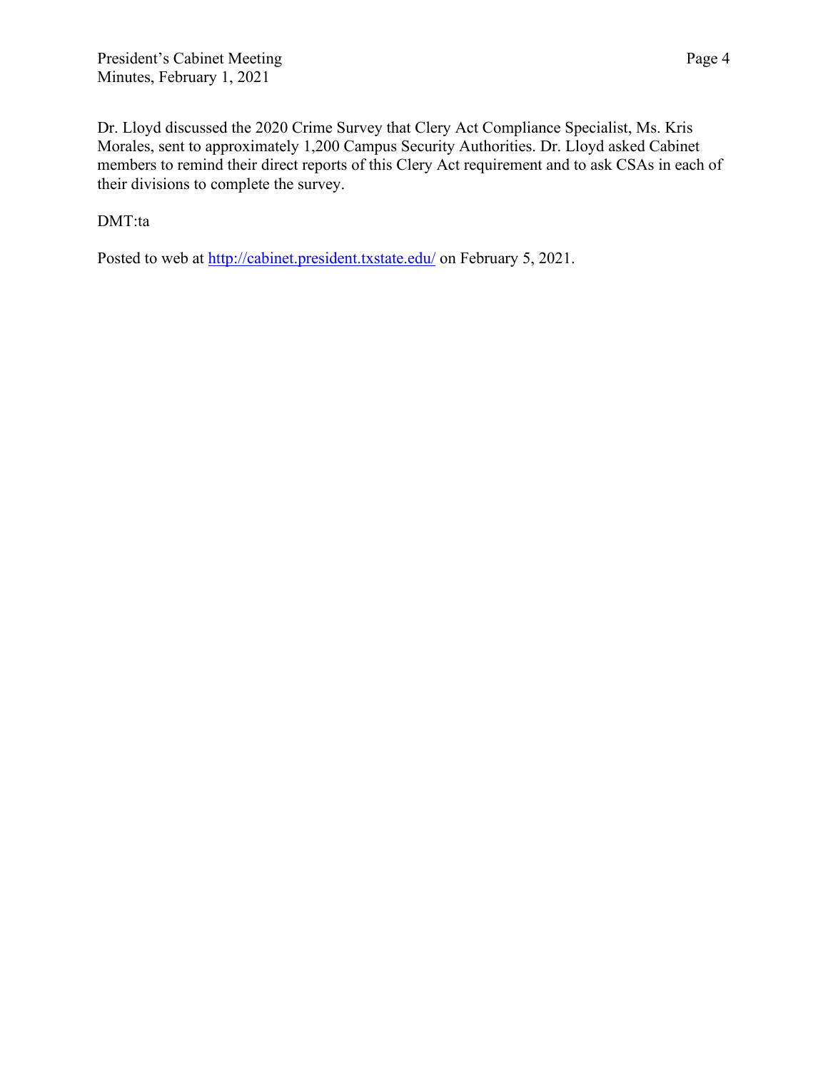Dr. Lloyd discussed the 2020 Crime Survey that Clery Act Compliance Specialist, Ms. Kris Morales, sent to approximately 1,200 Campus Security Authorities. Dr. Lloyd asked Cabinet members to remind their direct reports of this Clery Act requirement and to ask CSAs in each of their divisions to complete the survey.

DMT:ta

Posted to web at [http://cabinet.president.txstate.edu/](http://cabinet.president.txstate.edu/) on February 5, 2021.